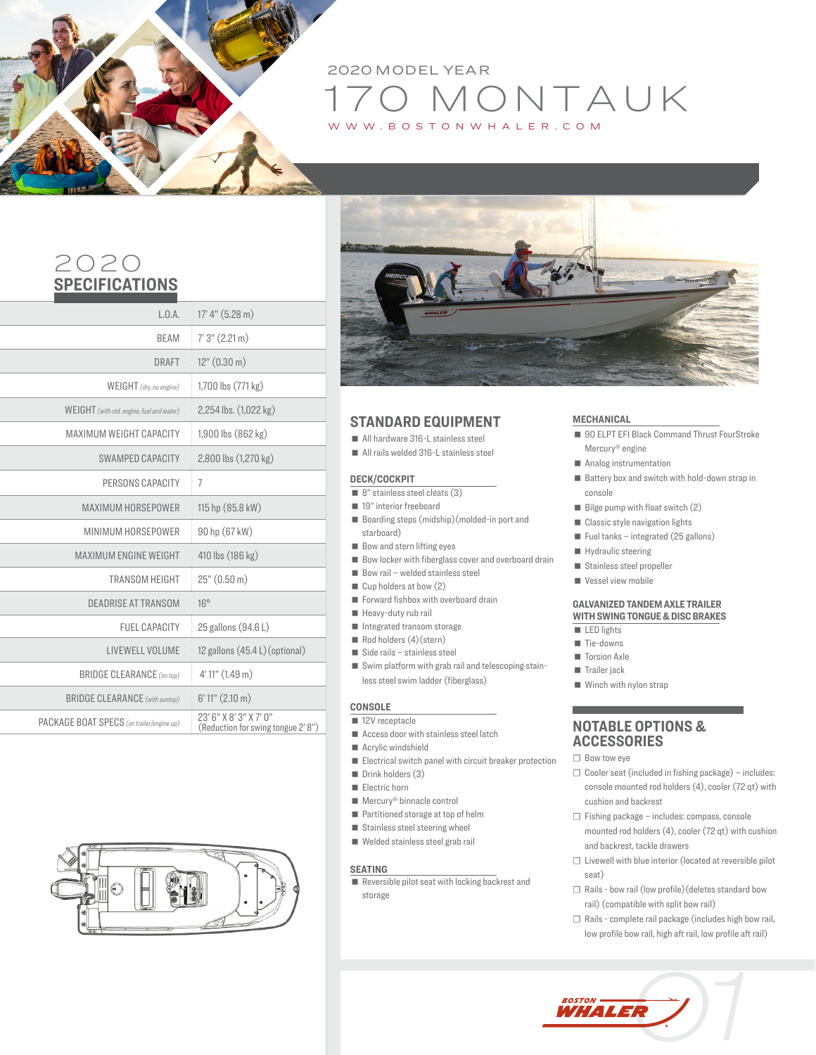2020 MODEL YEAR

# 170 MONTAUK

WWW.BOSTONWHALER.COM

## 2020 SPECIFICATIONS

| | |
|---|---|
| L.O.A. | 17' 4" (5.28 m) |
| BEAM | 7' 3" (2.21 m) |
| DRAFT | 12" (0.30 m) |
| WEIGHT *(dry, no engine)* | 1,700 lbs (771 kg) |
| WEIGHT *(with std. engine, fuel and water)* | 2,254 lbs. (1,022 kg) |
| MAXIMUM WEIGHT CAPACITY | 1,900 lbs (862 kg) |
| SWAMPED CAPACITY | 2,800 lbs (1,270 kg) |
| PERSONS CAPACITY | 7 |
| MAXIMUM HORSEPOWER | 115 hp (85.8 kW) |
| MINIMUM HORSEPOWER | 90 hp (67 kW) |
| MAXIMUM ENGINE WEIGHT | 410 lbs (186 kg) |
| TRANSOM HEIGHT | 25" (0.50 m) |
| DEADRISE AT TRANSOM | 16° |
| FUEL CAPACITY | 25 gallons (94.6 L) |
| LIVEWELL VOLUME | 12 gallons (45.4 L) (optional) |
| BRIDGE CLEARANCE *(no top)* | 4' 11" (1.49 m) |
| BRIDGE CLEARANCE *(with suntop)* | 6' 11" (2.10 m) |
| PACKAGE BOAT SPECS *(on trailer/engine up)* | 23' 6" X 8' 3" X 7' 0" (Reduction for swing tongue 2' 8") |

## STANDARD EQUIPMENT

- All hardware 316-L stainless steel
- All rails welded 316-L stainless steel

### DECK/COCKPIT

- 8" stainless steel cleats (3)
- 19" interior freeboard
- Boarding steps (midship) (molded-in port and starboard)
- Bow and stern lifting eyes
- Bow locker with fiberglass cover and overboard drain
- Bow rail – welded stainless steel
- Cup holders at bow (2)
- Forward fishbox with overboard drain
- Heavy-duty rub rail
- Integrated transom storage
- Rod holders (4) (stern)
- Side rails – stainless steel
- Swim platform with grab rail and telescoping stainless steel swim ladder (fiberglass)

### CONSOLE

- 12V receptacle
- Access door with stainless steel latch
- Acrylic windshield
- Electrical switch panel with circuit breaker protection
- Drink holders (3)
- Electric horn
- Mercury® binnacle control
- Partitioned storage at top of helm
- Stainless steel steering wheel
- Welded stainless steel grab rail

### SEATING

- Reversible pilot seat with locking backrest and storage

### MECHANICAL

- 90 ELPT EFI Black Command Thrust FourStroke Mercury® engine
- Analog instrumentation
- Battery box and switch with hold-down strap in console
- Bilge pump with float switch (2)
- Classic style navigation lights
- Fuel tanks – integrated (25 gallons)
- Hydraulic steering
- Stainless steel propeller
- Vessel view mobile

### GALVANIZED TANDEM AXLE TRAILER WITH SWING TONGUE & DISC BRAKES

- LED lights
- Tie-downs
- Torsion Axle
- Trailer jack
- Winch with nylon strap

## NOTABLE OPTIONS & ACCESSORIES

- ☐ Bow tow eye
- ☐ Cooler seat (included in fishing package) – includes: console mounted rod holders (4), cooler (72 qt) with cushion and backrest
- ☐ Fishing package – includes: compass, console mounted rod holders (4), cooler (72 qt) with cushion and backrest, tackle drawers
- ☐ Livewell with blue interior (located at reversible pilot seat)
- ☐ Rails - bow rail (low profile) (deletes standard bow rail) (compatible with split bow rail)
- ☐ Rails - complete rail package (includes high bow rail, low profile bow rail, high aft rail, low profile aft rail)

BOSTON WHALER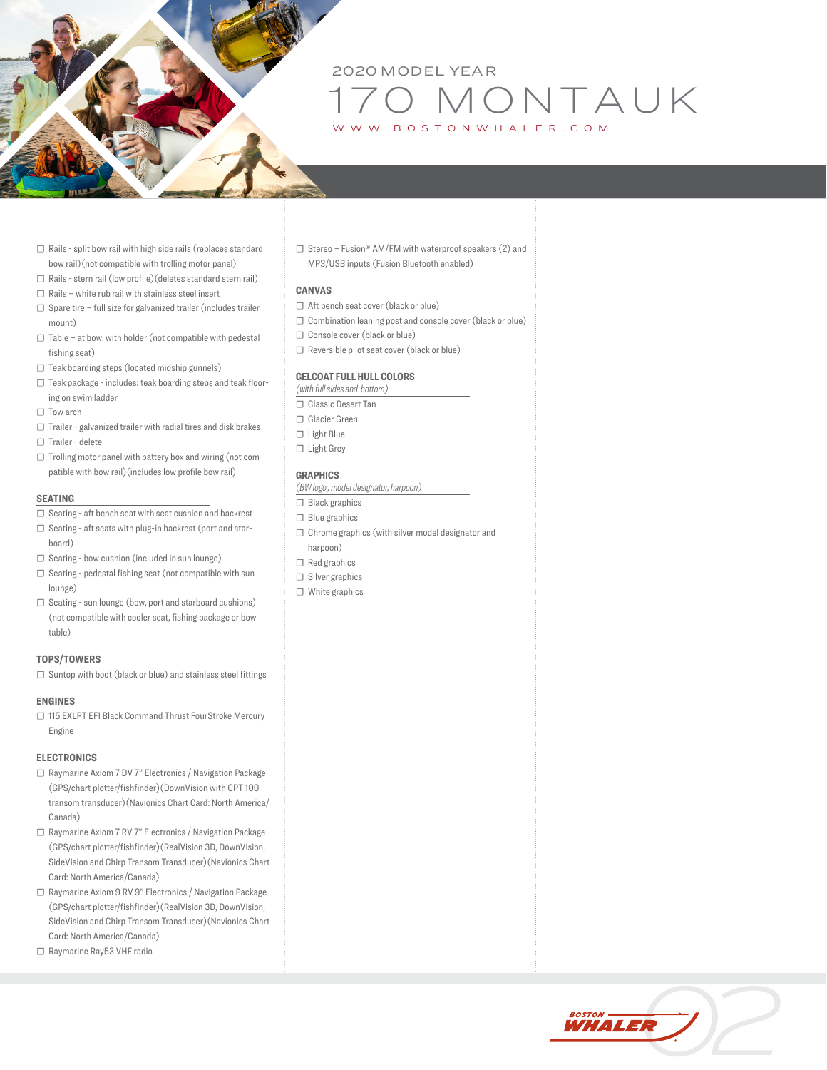2020 MODEL YEAR

# 170 MONTAUK

WWW.BOSTONWHALER.COM

- ☐ Rails - split bow rail with high side rails (replaces standard bow rail) (not compatible with trolling motor panel)
- ☐ Rails - stern rail (low profile) (deletes standard stern rail)
- ☐ Rails – white rub rail with stainless steel insert
- ☐ Spare tire – full size for galvanized trailer (includes trailer mount)
- ☐ Table – at bow, with holder (not compatible with pedestal fishing seat)
- ☐ Teak boarding steps (located midship gunnels)
- ☐ Teak package - includes: teak boarding steps and teak flooring on swim ladder
- ☐ Tow arch
- ☐ Trailer - galvanized trailer with radial tires and disk brakes
- ☐ Trailer - delete
- ☐ Trolling motor panel with battery box and wiring (not compatible with bow rail) (includes low profile bow rail)

## SEATING

- ☐ Seating - aft bench seat with seat cushion and backrest
- ☐ Seating - aft seats with plug-in backrest (port and starboard)
- ☐ Seating - bow cushion (included in sun lounge)
- ☐ Seating - pedestal fishing seat (not compatible with sun lounge)
- ☐ Seating - sun lounge (bow, port and starboard cushions) (not compatible with cooler seat, fishing package or bow table)

## TOPS/TOWERS

- ☐ Suntop with boot (black or blue) and stainless steel fittings

## ENGINES

- ☐ 115 EXLPT EFI Black Command Thrust FourStroke Mercury Engine

## ELECTRONICS

- ☐ Raymarine Axiom 7 DV 7" Electronics / Navigation Package (GPS/chart plotter/fishfinder) (DownVision with CPT 100 transom transducer) (Navionics Chart Card: North America/ Canada)
- ☐ Raymarine Axiom 7 RV 7" Electronics / Navigation Package (GPS/chart plotter/fishfinder) (RealVision 3D, DownVision, SideVision and Chirp Transom Transducer) (Navionics Chart Card: North America/Canada)
- ☐ Raymarine Axiom 9 RV 9" Electronics / Navigation Package (GPS/chart plotter/fishfinder) (RealVision 3D, DownVision, SideVision and Chirp Transom Transducer) (Navionics Chart Card: North America/Canada)
- ☐ Raymarine Ray53 VHF radio
- ☐ Stereo – Fusion® AM/FM with waterproof speakers (2) and MP3/USB inputs (Fusion Bluetooth enabled)

## CANVAS

- ☐ Aft bench seat cover (black or blue)
- ☐ Combination leaning post and console cover (black or blue)
- ☐ Console cover (black or blue)
- ☐ Reversible pilot seat cover (black or blue)

## GELCOAT FULL HULL COLORS

*(with full sides and bottom)*

- ☐ Classic Desert Tan
- ☐ Glacier Green
- ☐ Light Blue
- ☐ Light Grey

## GRAPHICS

*(BW logo, model designator, harpoon)*

- ☐ Black graphics
- ☐ Blue graphics
- ☐ Chrome graphics (with silver model designator and harpoon)
- ☐ Red graphics
- ☐ Silver graphics
- ☐ White graphics

BOSTON WHALER